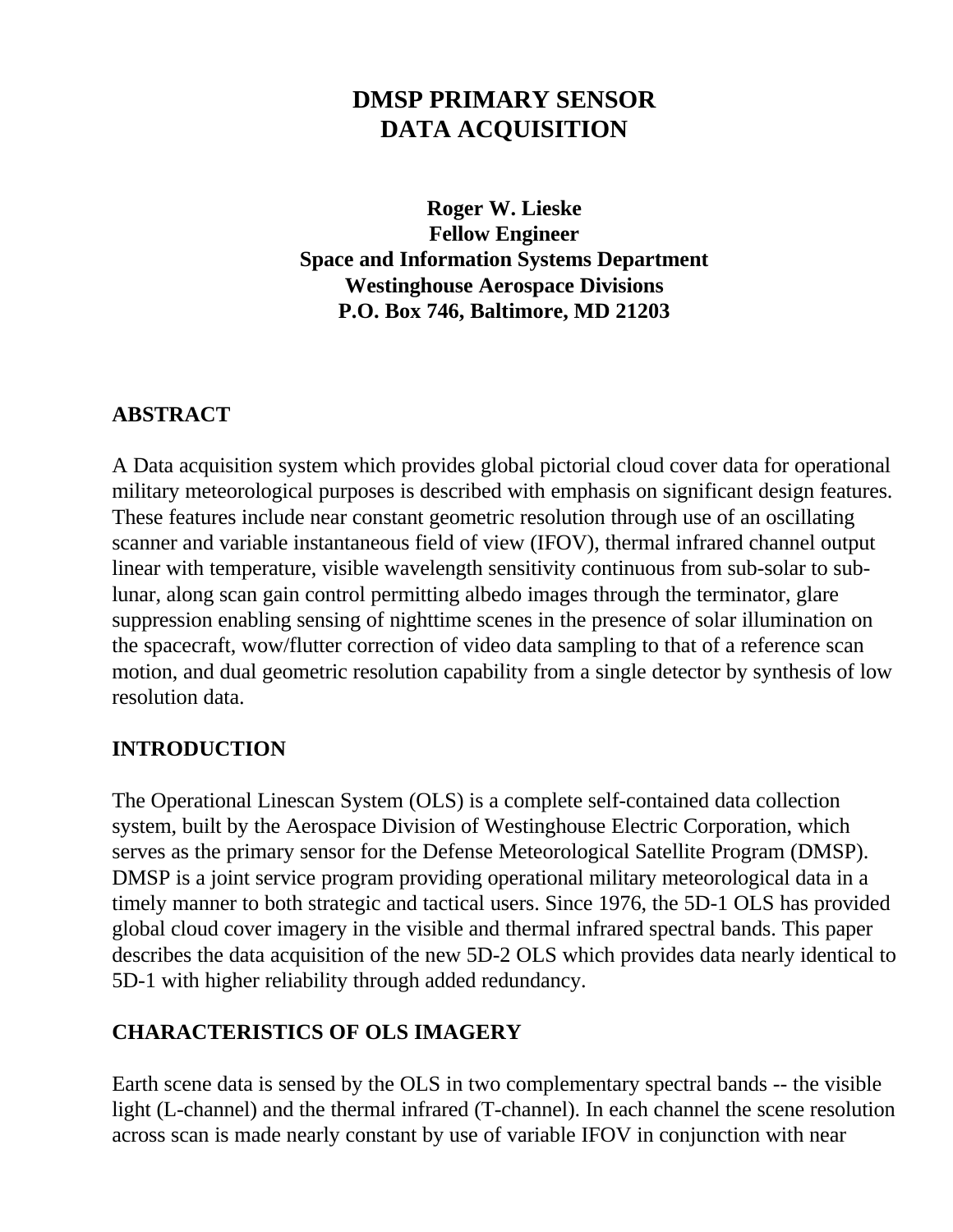# DMSP PRIMARY SENSOR DATA ACQUISITION

**Roger W. Lieske**
**Fellow Engineer**
**Space and Information Systems Department**
**Westinghouse Aerospace Divisions**
**P.O. Box 746, Baltimore, MD 21203**

## ABSTRACT

A Data acquisition system which provides global pictorial cloud cover data for operational military meteorological purposes is described with emphasis on significant design features. These features include near constant geometric resolution through use of an oscillating scanner and variable instantaneous field of view (IFOV), thermal infrared channel output linear with temperature, visible wavelength sensitivity continuous from sub-solar to sub-lunar, along scan gain control permitting albedo images through the terminator, glare suppression enabling sensing of nighttime scenes in the presence of solar illumination on the spacecraft, wow/flutter correction of video data sampling to that of a reference scan motion, and dual geometric resolution capability from a single detector by synthesis of low resolution data.

## INTRODUCTION

The Operational Linescan System (OLS) is a complete self-contained data collection system, built by the Aerospace Division of Westinghouse Electric Corporation, which serves as the primary sensor for the Defense Meteorological Satellite Program (DMSP). DMSP is a joint service program providing operational military meteorological data in a timely manner to both strategic and tactical users. Since 1976, the 5D-1 OLS has provided global cloud cover imagery in the visible and thermal infrared spectral bands. This paper describes the data acquisition of the new 5D-2 OLS which provides data nearly identical to 5D-1 with higher reliability through added redundancy.

## CHARACTERISTICS OF OLS IMAGERY

Earth scene data is sensed by the OLS in two complementary spectral bands -- the visible light (L-channel) and the thermal infrared (T-channel). In each channel the scene resolution across scan is made nearly constant by use of variable IFOV in conjunction with near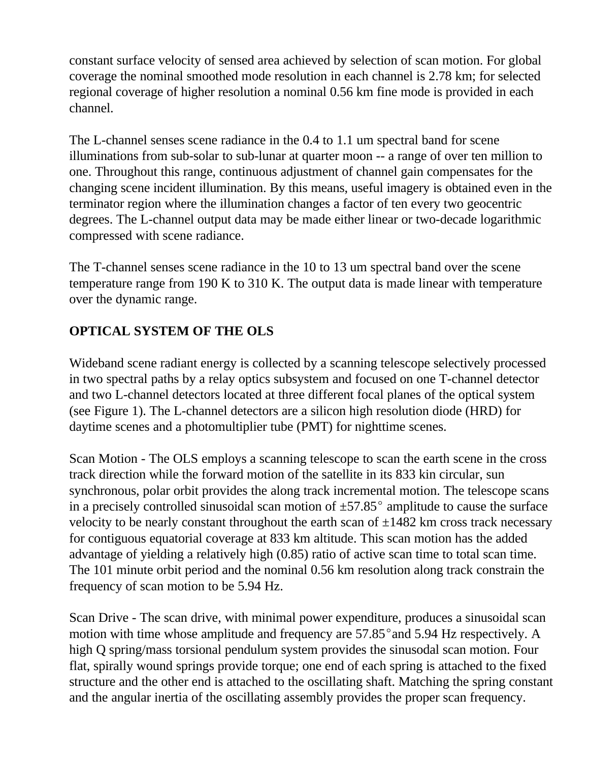constant surface velocity of sensed area achieved by selection of scan motion. For global coverage the nominal smoothed mode resolution in each channel is 2.78 km; for selected regional coverage of higher resolution a nominal 0.56 km fine mode is provided in each channel.

The L-channel senses scene radiance in the 0.4 to 1.1 um spectral band for scene illuminations from sub-solar to sub-lunar at quarter moon -- a range of over ten million to one. Throughout this range, continuous adjustment of channel gain compensates for the changing scene incident illumination. By this means, useful imagery is obtained even in the terminator region where the illumination changes a factor of ten every two geocentric degrees. The L-channel output data may be made either linear or two-decade logarithmic compressed with scene radiance.

The T-channel senses scene radiance in the 10 to 13 um spectral band over the scene temperature range from 190 K to 310 K. The output data is made linear with temperature over the dynamic range.

## OPTICAL SYSTEM OF THE OLS

Wideband scene radiant energy is collected by a scanning telescope selectively processed in two spectral paths by a relay optics subsystem and focused on one T-channel detector and two L-channel detectors located at three different focal planes of the optical system (see Figure 1). The L-channel detectors are a silicon high resolution diode (HRD) for daytime scenes and a photomultiplier tube (PMT) for nighttime scenes.

Scan Motion - The OLS employs a scanning telescope to scan the earth scene in the cross track direction while the forward motion of the satellite in its 833 kin circular, sun synchronous, polar orbit provides the along track incremental motion. The telescope scans in a precisely controlled sinusoidal scan motion of ±57.85° amplitude to cause the surface velocity to be nearly constant throughout the earth scan of ±1482 km cross track necessary for contiguous equatorial coverage at 833 km altitude. This scan motion has the added advantage of yielding a relatively high (0.85) ratio of active scan time to total scan time. The 101 minute orbit period and the nominal 0.56 km resolution along track constrain the frequency of scan motion to be 5.94 Hz.

Scan Drive - The scan drive, with minimal power expenditure, produces a sinusoidal scan motion with time whose amplitude and frequency are 57.85° and 5.94 Hz respectively. A high Q spring/mass torsional pendulum system provides the sinusodal scan motion. Four flat, spirally wound springs provide torque; one end of each spring is attached to the fixed structure and the other end is attached to the oscillating shaft. Matching the spring constant and the angular inertia of the oscillating assembly provides the proper scan frequency.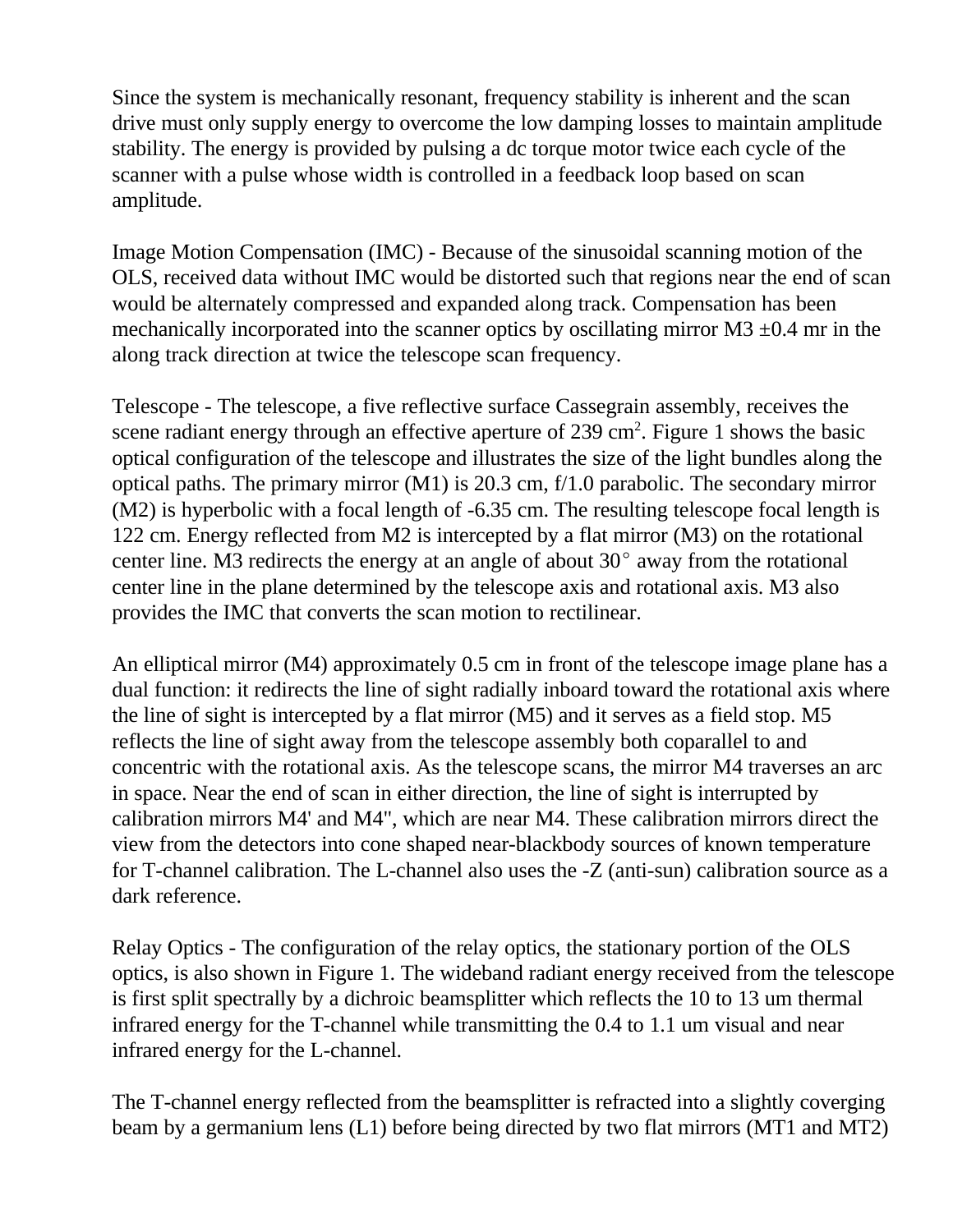Since the system is mechanically resonant, frequency stability is inherent and the scan drive must only supply energy to overcome the low damping losses to maintain amplitude stability. The energy is provided by pulsing a dc torque motor twice each cycle of the scanner with a pulse whose width is controlled in a feedback loop based on scan amplitude.

Image Motion Compensation (IMC) - Because of the sinusoidal scanning motion of the OLS, received data without IMC would be distorted such that regions near the end of scan would be alternately compressed and expanded along track. Compensation has been mechanically incorporated into the scanner optics by oscillating mirror M3 ±0.4 mr in the along track direction at twice the telescope scan frequency.

Telescope - The telescope, a five reflective surface Cassegrain assembly, receives the scene radiant energy through an effective aperture of 239 $cm^2$. Figure 1 shows the basic optical configuration of the telescope and illustrates the size of the light bundles along the optical paths. The primary mirror (M1) is 20.3 cm, f/1.0 parabolic. The secondary mirror (M2) is hyperbolic with a focal length of -6.35 cm. The resulting telescope focal length is 122 cm. Energy reflected from M2 is intercepted by a flat mirror (M3) on the rotational center line. M3 redirects the energy at an angle of about 30° away from the rotational center line in the plane determined by the telescope axis and rotational axis. M3 also provides the IMC that converts the scan motion to rectilinear.

An elliptical mirror (M4) approximately 0.5 cm in front of the telescope image plane has a dual function: it redirects the line of sight radially inboard toward the rotational axis where the line of sight is intercepted by a flat mirror (M5) and it serves as a field stop. M5 reflects the line of sight away from the telescope assembly both coparallel to and concentric with the rotational axis. As the telescope scans, the mirror M4 traverses an arc in space. Near the end of scan in either direction, the line of sight is interrupted by calibration mirrors M4' and M4", which are near M4. These calibration mirrors direct the view from the detectors into cone shaped near-blackbody sources of known temperature for T-channel calibration. The L-channel also uses the -Z (anti-sun) calibration source as a dark reference.

Relay Optics - The configuration of the relay optics, the stationary portion of the OLS optics, is also shown in Figure 1. The wideband radiant energy received from the telescope is first split spectrally by a dichroic beamsplitter which reflects the 10 to 13 um thermal infrared energy for the T-channel while transmitting the 0.4 to 1.1 um visual and near infrared energy for the L-channel.

The T-channel energy reflected from the beamsplitter is refracted into a slightly coverging beam by a germanium lens (L1) before being directed by two flat mirrors (MT1 and MT2)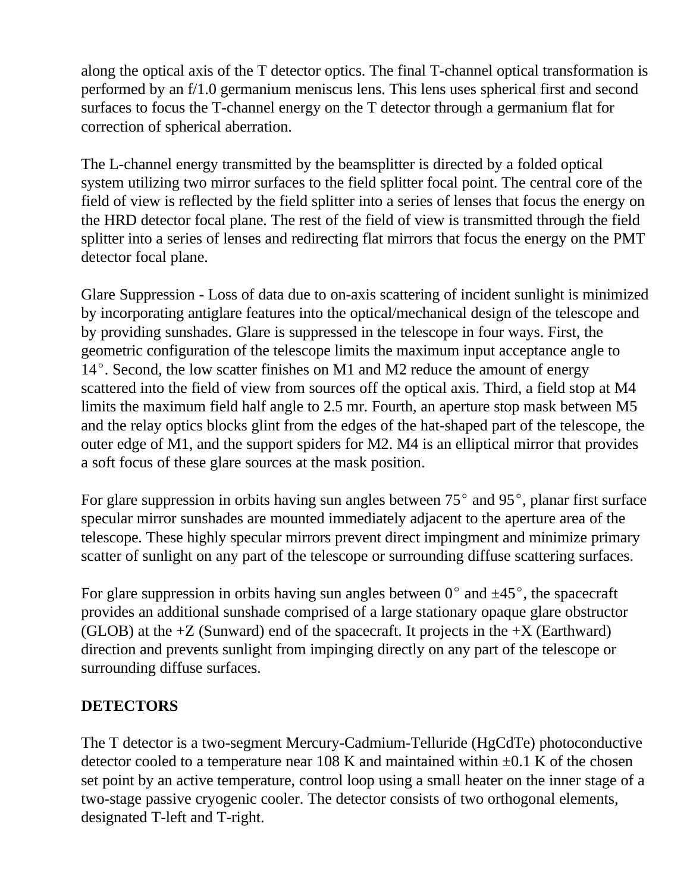along the optical axis of the T detector optics. The final T-channel optical transformation is performed by an f/1.0 germanium meniscus lens. This lens uses spherical first and second surfaces to focus the T-channel energy on the T detector through a germanium flat for correction of spherical aberration.

The L-channel energy transmitted by the beamsplitter is directed by a folded optical system utilizing two mirror surfaces to the field splitter focal point. The central core of the field of view is reflected by the field splitter into a series of lenses that focus the energy on the HRD detector focal plane. The rest of the field of view is transmitted through the field splitter into a series of lenses and redirecting flat mirrors that focus the energy on the PMT detector focal plane.

Glare Suppression - Loss of data due to on-axis scattering of incident sunlight is minimized by incorporating antiglare features into the optical/mechanical design of the telescope and by providing sunshades. Glare is suppressed in the telescope in four ways. First, the geometric configuration of the telescope limits the maximum input acceptance angle to 14°. Second, the low scatter finishes on M1 and M2 reduce the amount of energy scattered into the field of view from sources off the optical axis. Third, a field stop at M4 limits the maximum field half angle to 2.5 mr. Fourth, an aperture stop mask between M5 and the relay optics blocks glint from the edges of the hat-shaped part of the telescope, the outer edge of M1, and the support spiders for M2. M4 is an elliptical mirror that provides a soft focus of these glare sources at the mask position.

For glare suppression in orbits having sun angles between 75° and 95°, planar first surface specular mirror sunshades are mounted immediately adjacent to the aperture area of the telescope. These highly specular mirrors prevent direct impingment and minimize primary scatter of sunlight on any part of the telescope or surrounding diffuse scattering surfaces.

For glare suppression in orbits having sun angles between 0° and ±45°, the spacecraft provides an additional sunshade comprised of a large stationary opaque glare obstructor (GLOB) at the +Z (Sunward) end of the spacecraft. It projects in the +X (Earthward) direction and prevents sunlight from impinging directly on any part of the telescope or surrounding diffuse surfaces.

## DETECTORS

The T detector is a two-segment Mercury-Cadmium-Telluride (HgCdTe) photoconductive detector cooled to a temperature near 108 K and maintained within ±0.1 K of the chosen set point by an active temperature, control loop using a small heater on the inner stage of a two-stage passive cryogenic cooler. The detector consists of two orthogonal elements, designated T-left and T-right.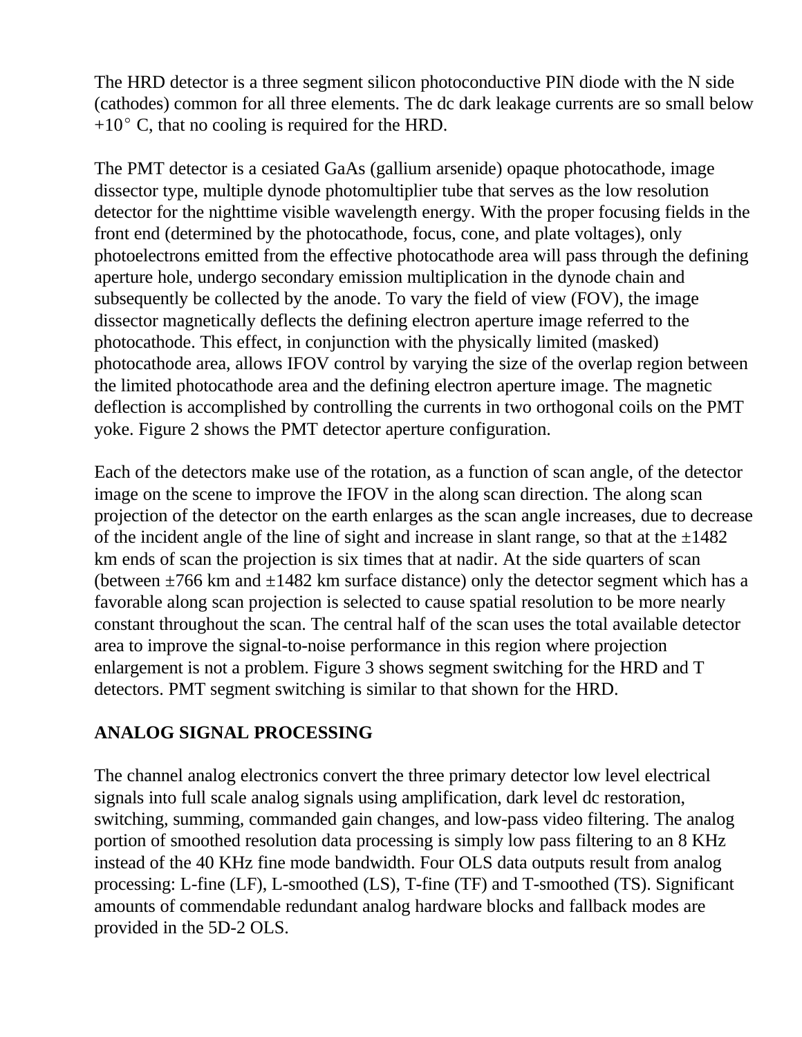The HRD detector is a three segment silicon photoconductive PIN diode with the N side (cathodes) common for all three elements. The dc dark leakage currents are so small below +10° C, that no cooling is required for the HRD.

The PMT detector is a cesiated GaAs (gallium arsenide) opaque photocathode, image dissector type, multiple dynode photomultiplier tube that serves as the low resolution detector for the nighttime visible wavelength energy. With the proper focusing fields in the front end (determined by the photocathode, focus, cone, and plate voltages), only photoelectrons emitted from the effective photocathode area will pass through the defining aperture hole, undergo secondary emission multiplication in the dynode chain and subsequently be collected by the anode. To vary the field of view (FOV), the image dissector magnetically deflects the defining electron aperture image referred to the photocathode. This effect, in conjunction with the physically limited (masked) photocathode area, allows IFOV control by varying the size of the overlap region between the limited photocathode area and the defining electron aperture image. The magnetic deflection is accomplished by controlling the currents in two orthogonal coils on the PMT yoke. Figure 2 shows the PMT detector aperture configuration.

Each of the detectors make use of the rotation, as a function of scan angle, of the detector image on the scene to improve the IFOV in the along scan direction. The along scan projection of the detector on the earth enlarges as the scan angle increases, due to decrease of the incident angle of the line of sight and increase in slant range, so that at the ±1482 km ends of scan the projection is six times that at nadir. At the side quarters of scan (between ±766 km and ±1482 km surface distance) only the detector segment which has a favorable along scan projection is selected to cause spatial resolution to be more nearly constant throughout the scan. The central half of the scan uses the total available detector area to improve the signal-to-noise performance in this region where projection enlargement is not a problem. Figure 3 shows segment switching for the HRD and T detectors. PMT segment switching is similar to that shown for the HRD.

## ANALOG SIGNAL PROCESSING

The channel analog electronics convert the three primary detector low level electrical signals into full scale analog signals using amplification, dark level dc restoration, switching, summing, commanded gain changes, and low-pass video filtering. The analog portion of smoothed resolution data processing is simply low pass filtering to an 8 KHz instead of the 40 KHz fine mode bandwidth. Four OLS data outputs result from analog processing: L-fine (LF), L-smoothed (LS), T-fine (TF) and T-smoothed (TS). Significant amounts of commendable redundant analog hardware blocks and fallback modes are provided in the 5D-2 OLS.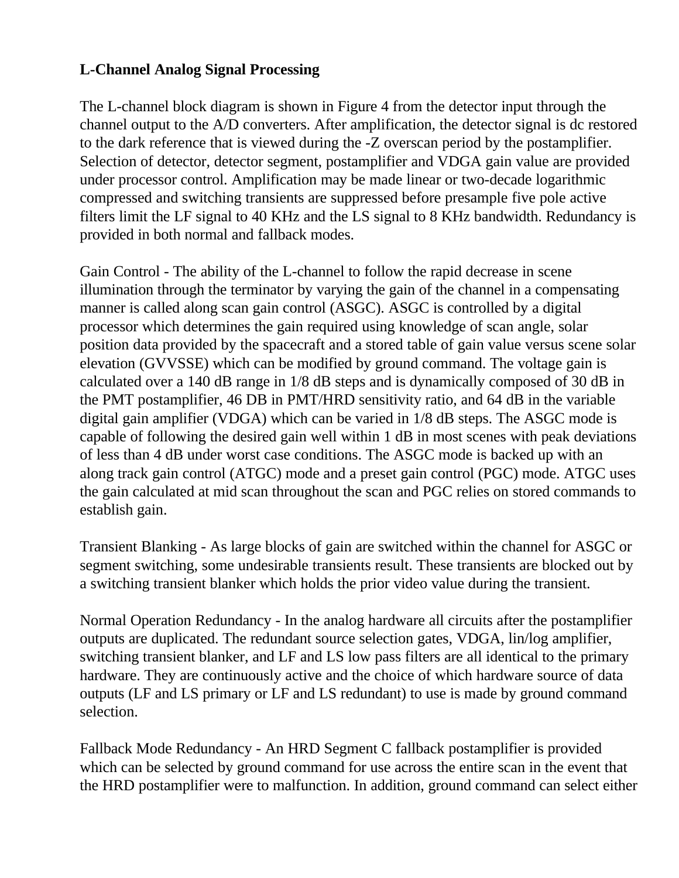**L-Channel Analog Signal Processing**

The L-channel block diagram is shown in Figure 4 from the detector input through the channel output to the A/D converters. After amplification, the detector signal is dc restored to the dark reference that is viewed during the -Z overscan period by the postamplifier. Selection of detector, detector segment, postamplifier and VDGA gain value are provided under processor control. Amplification may be made linear or two-decade logarithmic compressed and switching transients are suppressed before presample five pole active filters limit the LF signal to 40 KHz and the LS signal to 8 KHz bandwidth. Redundancy is provided in both normal and fallback modes.

Gain Control - The ability of the L-channel to follow the rapid decrease in scene illumination through the terminator by varying the gain of the channel in a compensating manner is called along scan gain control (ASGC). ASGC is controlled by a digital processor which determines the gain required using knowledge of scan angle, solar position data provided by the spacecraft and a stored table of gain value versus scene solar elevation (GVVSSE) which can be modified by ground command. The voltage gain is calculated over a 140 dB range in 1/8 dB steps and is dynamically composed of 30 dB in the PMT postamplifier, 46 DB in PMT/HRD sensitivity ratio, and 64 dB in the variable digital gain amplifier (VDGA) which can be varied in 1/8 dB steps. The ASGC mode is capable of following the desired gain well within 1 dB in most scenes with peak deviations of less than 4 dB under worst case conditions. The ASGC mode is backed up with an along track gain control (ATGC) mode and a preset gain control (PGC) mode. ATGC uses the gain calculated at mid scan throughout the scan and PGC relies on stored commands to establish gain.

Transient Blanking - As large blocks of gain are switched within the channel for ASGC or segment switching, some undesirable transients result. These transients are blocked out by a switching transient blanker which holds the prior video value during the transient.

Normal Operation Redundancy - In the analog hardware all circuits after the postamplifier outputs are duplicated. The redundant source selection gates, VDGA, lin/log amplifier, switching transient blanker, and LF and LS low pass filters are all identical to the primary hardware. They are continuously active and the choice of which hardware source of data outputs (LF and LS primary or LF and LS redundant) to use is made by ground command selection.

Fallback Mode Redundancy - An HRD Segment C fallback postamplifier is provided which can be selected by ground command for use across the entire scan in the event that the HRD postamplifier were to malfunction. In addition, ground command can select either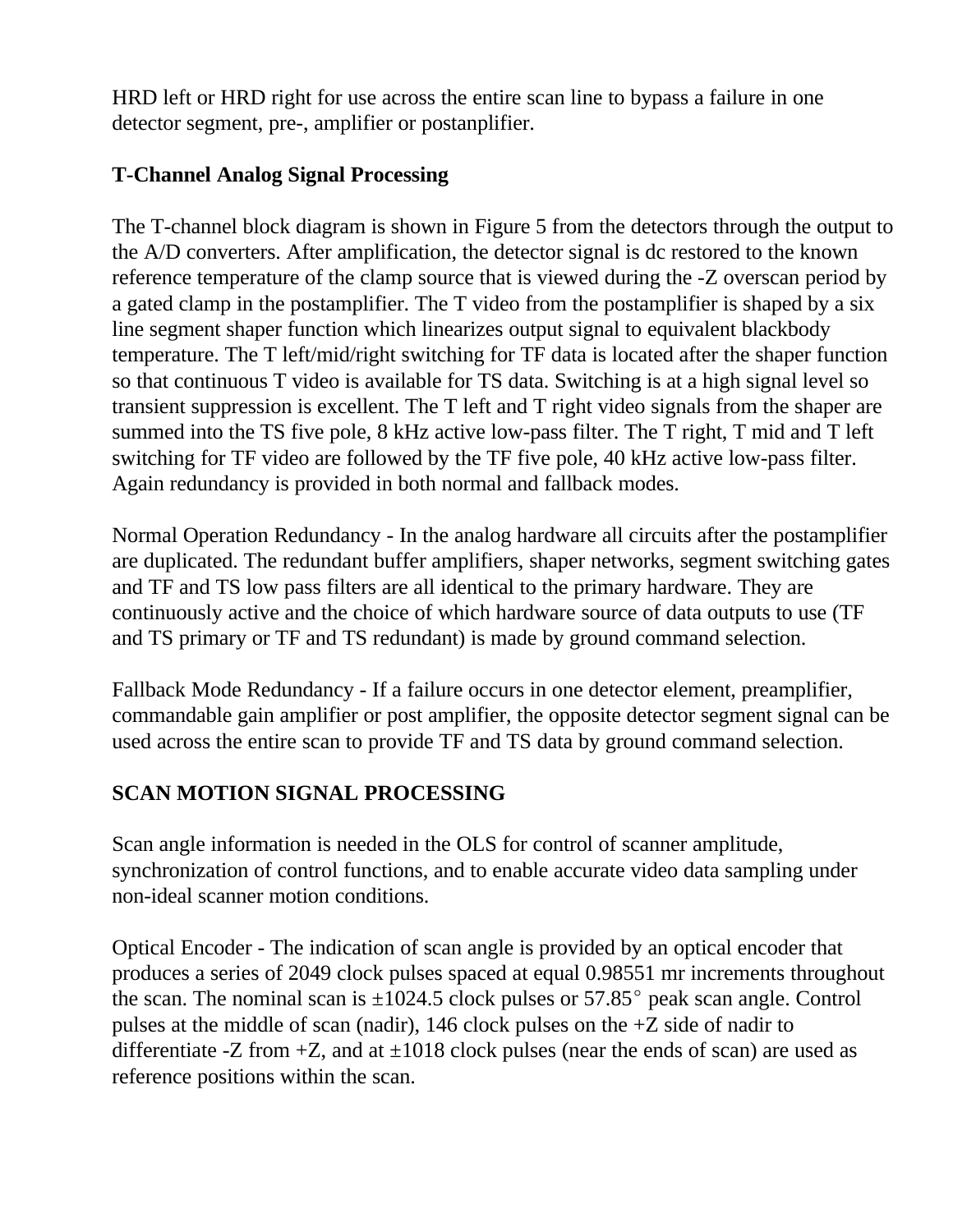HRD left or HRD right for use across the entire scan line to bypass a failure in one detector segment, pre-, amplifier or postanplifier.

## T-Channel Analog Signal Processing

The T-channel block diagram is shown in Figure 5 from the detectors through the output to the A/D converters. After amplification, the detector signal is dc restored to the known reference temperature of the clamp source that is viewed during the -Z overscan period by a gated clamp in the postamplifier. The T video from the postamplifier is shaped by a six line segment shaper function which linearizes output signal to equivalent blackbody temperature. The T left/mid/right switching for TF data is located after the shaper function so that continuous T video is available for TS data. Switching is at a high signal level so transient suppression is excellent. The T left and T right video signals from the shaper are summed into the TS five pole, 8 kHz active low-pass filter. The T right, T mid and T left switching for TF video are followed by the TF five pole, 40 kHz active low-pass filter. Again redundancy is provided in both normal and fallback modes.

Normal Operation Redundancy - In the analog hardware all circuits after the postamplifier are duplicated. The redundant buffer amplifiers, shaper networks, segment switching gates and TF and TS low pass filters are all identical to the primary hardware. They are continuously active and the choice of which hardware source of data outputs to use (TF and TS primary or TF and TS redundant) is made by ground command selection.

Fallback Mode Redundancy - If a failure occurs in one detector element, preamplifier, commandable gain amplifier or post amplifier, the opposite detector segment signal can be used across the entire scan to provide TF and TS data by ground command selection.

## SCAN MOTION SIGNAL PROCESSING

Scan angle information is needed in the OLS for control of scanner amplitude, synchronization of control functions, and to enable accurate video data sampling under non-ideal scanner motion conditions.

Optical Encoder - The indication of scan angle is provided by an optical encoder that produces a series of 2049 clock pulses spaced at equal 0.98551 mr increments throughout the scan. The nominal scan is ±1024.5 clock pulses or 57.85° peak scan angle. Control pulses at the middle of scan (nadir), 146 clock pulses on the +Z side of nadir to differentiate -Z from +Z, and at ±1018 clock pulses (near the ends of scan) are used as reference positions within the scan.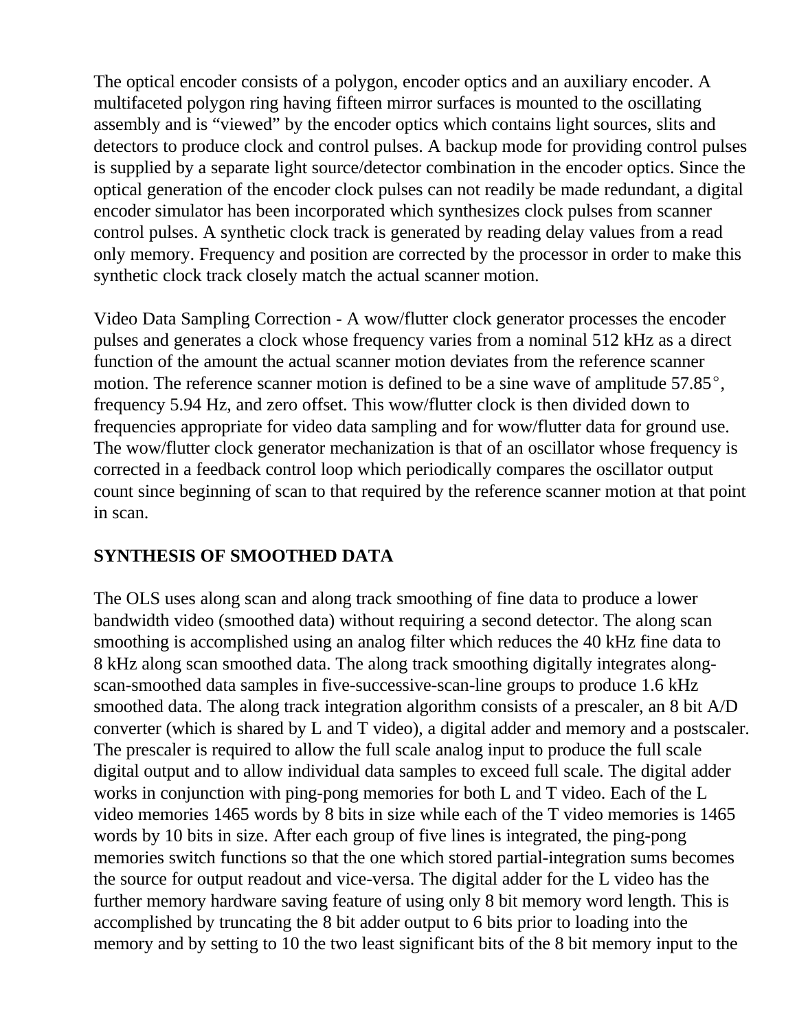The optical encoder consists of a polygon, encoder optics and an auxiliary encoder. A multifaceted polygon ring having fifteen mirror surfaces is mounted to the oscillating assembly and is "viewed" by the encoder optics which contains light sources, slits and detectors to produce clock and control pulses. A backup mode for providing control pulses is supplied by a separate light source/detector combination in the encoder optics. Since the optical generation of the encoder clock pulses can not readily be made redundant, a digital encoder simulator has been incorporated which synthesizes clock pulses from scanner control pulses. A synthetic clock track is generated by reading delay values from a read only memory. Frequency and position are corrected by the processor in order to make this synthetic clock track closely match the actual scanner motion.

Video Data Sampling Correction - A wow/flutter clock generator processes the encoder pulses and generates a clock whose frequency varies from a nominal 512 kHz as a direct function of the amount the actual scanner motion deviates from the reference scanner motion. The reference scanner motion is defined to be a sine wave of amplitude 57.85°, frequency 5.94 Hz, and zero offset. This wow/flutter clock is then divided down to frequencies appropriate for video data sampling and for wow/flutter data for ground use. The wow/flutter clock generator mechanization is that of an oscillator whose frequency is corrected in a feedback control loop which periodically compares the oscillator output count since beginning of scan to that required by the reference scanner motion at that point in scan.

## SYNTHESIS OF SMOOTHED DATA

The OLS uses along scan and along track smoothing of fine data to produce a lower bandwidth video (smoothed data) without requiring a second detector. The along scan smoothing is accomplished using an analog filter which reduces the 40 kHz fine data to 8 kHz along scan smoothed data. The along track smoothing digitally integrates along-scan-smoothed data samples in five-successive-scan-line groups to produce 1.6 kHz smoothed data. The along track integration algorithm consists of a prescaler, an 8 bit A/D converter (which is shared by L and T video), a digital adder and memory and a postscaler. The prescaler is required to allow the full scale analog input to produce the full scale digital output and to allow individual data samples to exceed full scale. The digital adder works in conjunction with ping-pong memories for both L and T video. Each of the L video memories 1465 words by 8 bits in size while each of the T video memories is 1465 words by 10 bits in size. After each group of five lines is integrated, the ping-pong memories switch functions so that the one which stored partial-integration sums becomes the source for output readout and vice-versa. The digital adder for the L video has the further memory hardware saving feature of using only 8 bit memory word length. This is accomplished by truncating the 8 bit adder output to 6 bits prior to loading into the memory and by setting to 10 the two least significant bits of the 8 bit memory input to the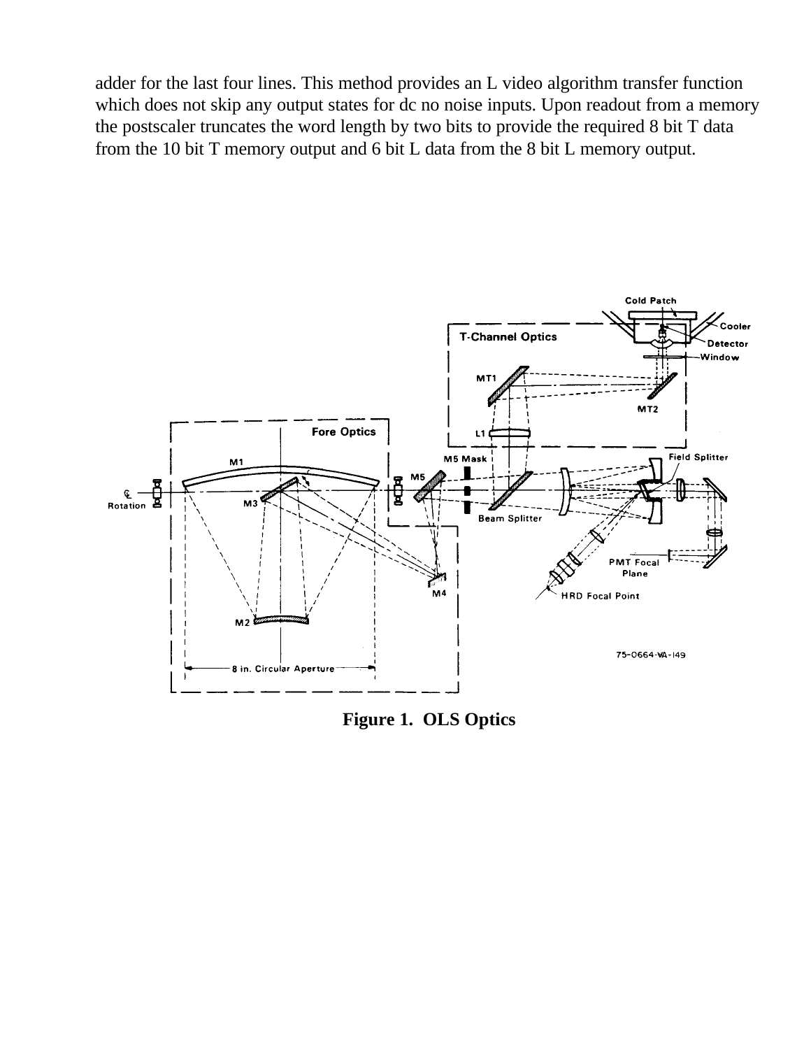adder for the last four lines. This method provides an L video algorithm transfer function which does not skip any output states for dc no noise inputs. Upon readout from a memory the postscaler truncates the word length by two bits to provide the required 8 bit T data from the 10 bit T memory output and 6 bit L data from the 8 bit L memory output.

**Figure 1. OLS Optics**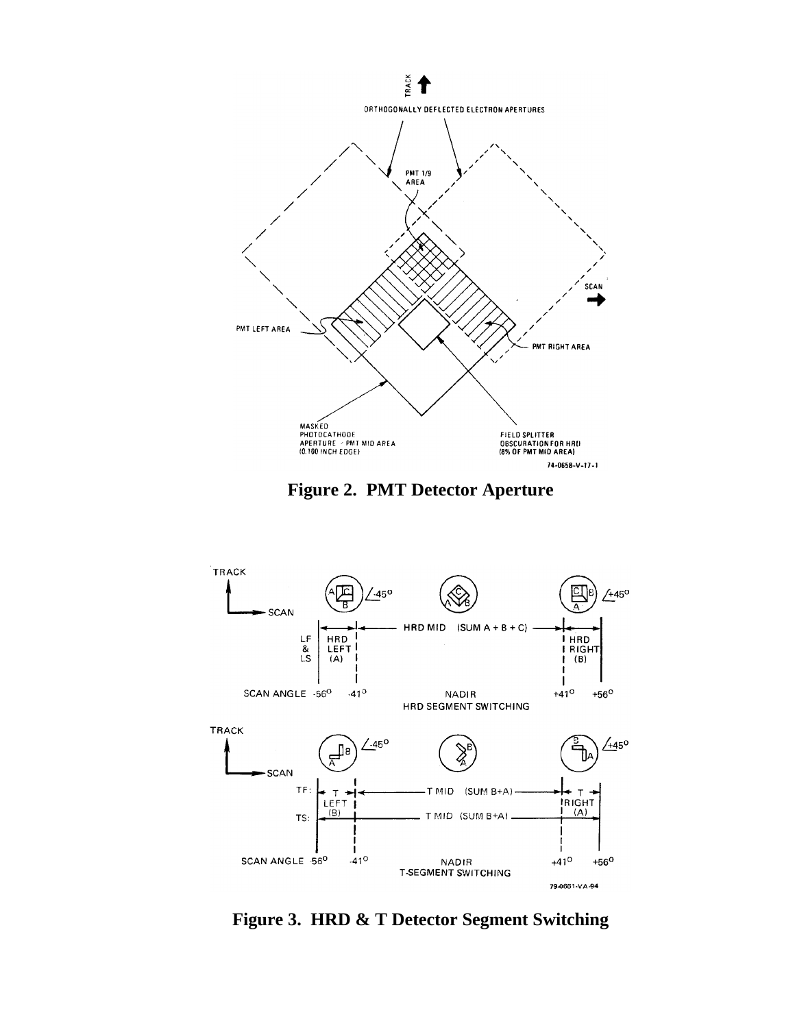**Figure 2. PMT Detector Aperture**

**Figure 3. HRD & T Detector Segment Switching**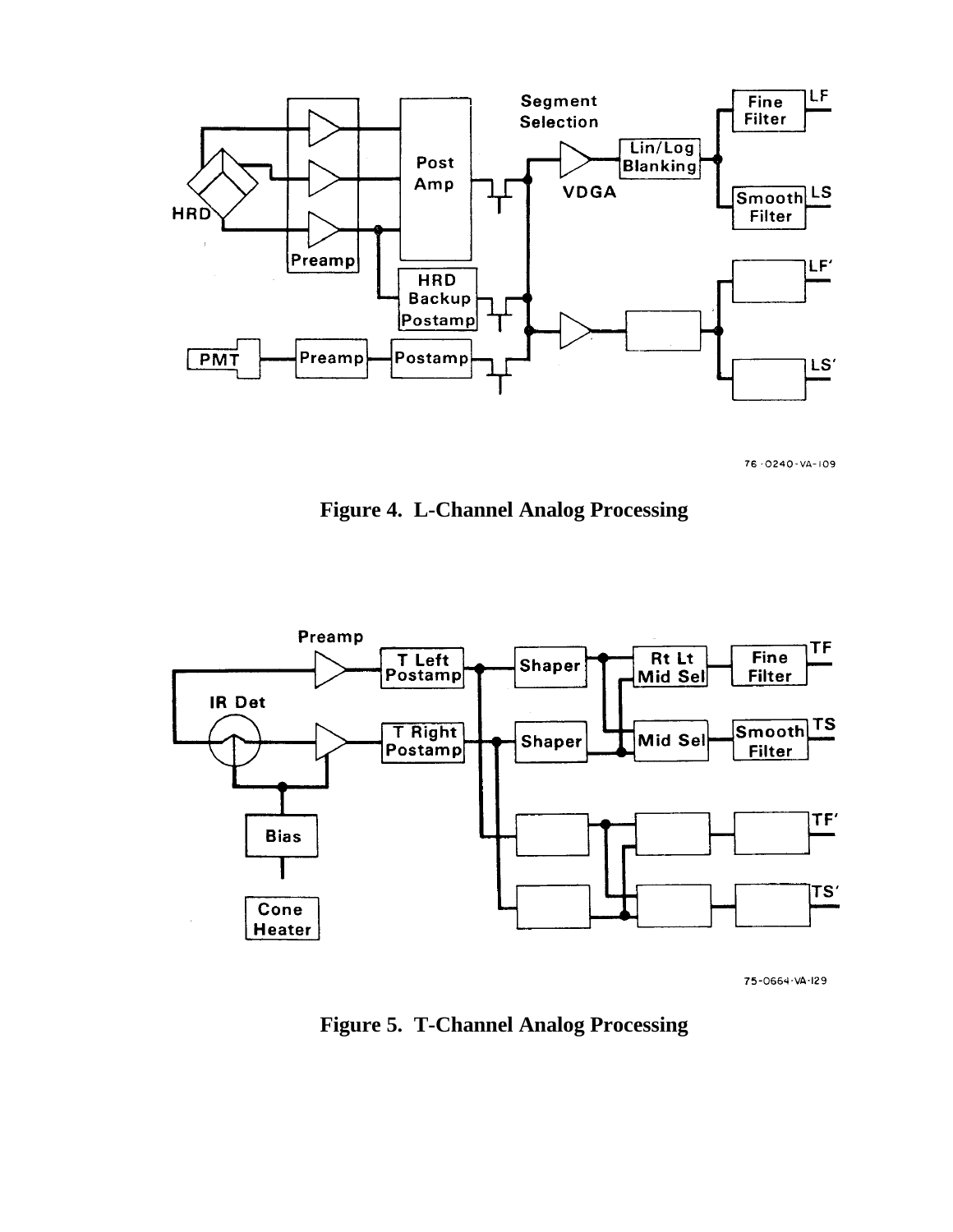Segment Selection

LF

Fine Filter

Lin/Log Blanking

Post Amp

VDGA

Smooth Filter

LS

HRD

Preamp

LF'

HRD Backup Postamp

PMT

Preamp

Postamp

LS'

76-0240-VA-109

**Figure 4. L-Channel Analog Processing**

Preamp

T Left Postamp

Shaper

Rt Lt Mid Sel

Fine Filter

TF

IR Det

TS

T Right Postamp

Shaper

Mid Sel

Smooth Filter

TF'

Bias

TS'

Cone Heater

75-0664-VA-129

**Figure 5. T-Channel Analog Processing**